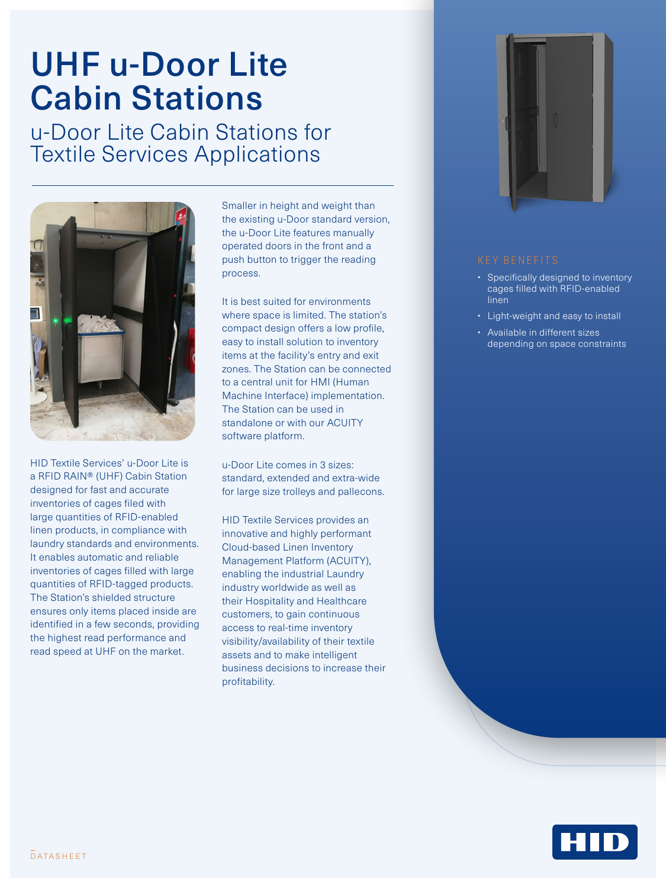# UHF u-Door Lite Cabin Stations

## u-Door Lite Cabin Stations for Textile Services Applications

HID Textile Services' u-Door Lite is a RFID RAIN® (UHF) Cabin Station designed for fast and accurate inventories of cages filed with large quantities of RFID-enabled linen products, in compliance with laundry standards and environments. It enables automatic and reliable inventories of cages filled with large quantities of RFID-tagged products. The Station's shielded structure ensures only items placed inside are identified in a few seconds, providing the highest read performance and read speed at UHF on the market.

Smaller in height and weight than the existing u-Door standard version, the u-Door Lite features manually operated doors in the front and a push button to trigger the reading process.

It is best suited for environments where space is limited. The station's compact design offers a low profile, easy to install solution to inventory items at the facility's entry and exit zones. The Station can be connected to a central unit for HMI (Human Machine Interface) implementation. The Station can be used in standalone or with our ACUITY software platform.

u-Door Lite comes in 3 sizes: standard, extended and extra-wide for large size trolleys and pallecons.

HID Textile Services provides an innovative and highly performant Cloud-based Linen Inventory Management Platform (ACUITY), enabling the industrial Laundry industry worldwide as well as their Hospitality and Healthcare customers, to gain continuous access to real-time inventory visibility/availability of their textile assets and to make intelligent business decisions to increase their profitability.

### KEY BENEFITS

- Specifically designed to inventory cages filled with RFID-enabled linen
- Light-weight and easy to install
- Available in different sizes depending on space constraints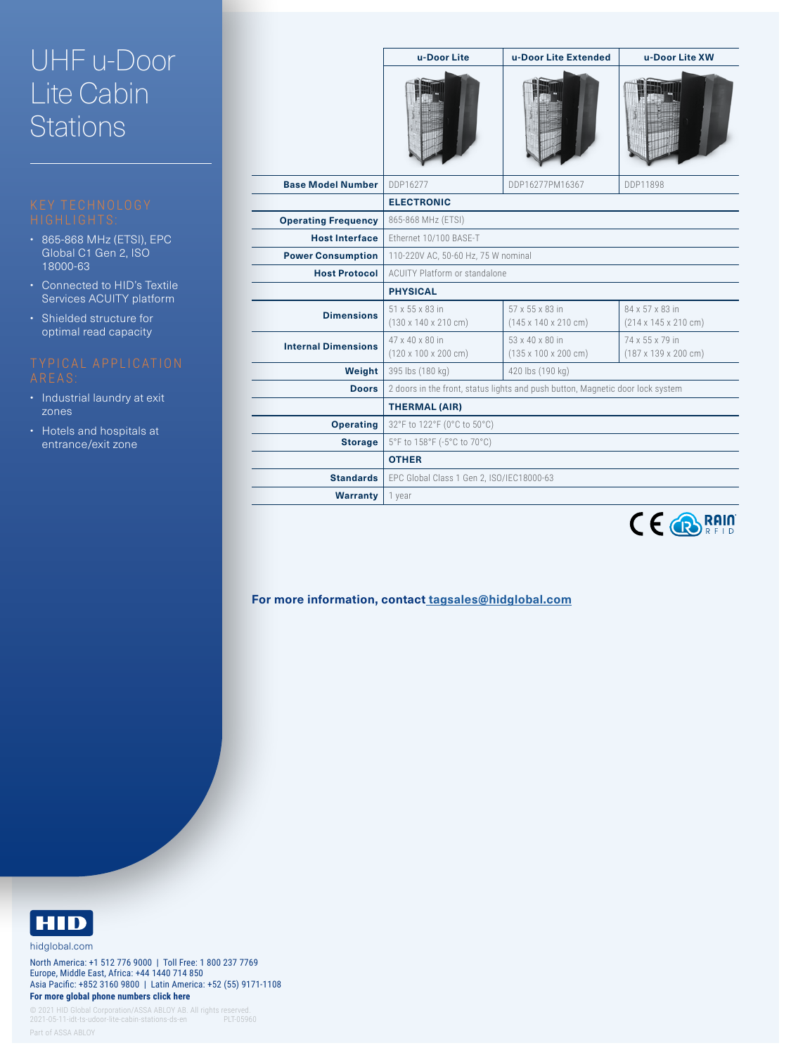# UHF u-Door Lite Cabin Stations

## KEY TECHNOLOGY HIGHLIGHTS:

- 865-868 MHz (ETSI), EPC Global C1 Gen 2, ISO 18000-63
- Connected to HID's Textile Services ACUITY platform
- Shielded structure for optimal read capacity

## TYPICAL APPLICATION AREAS:

- Industrial laundry at exit zones
- Hotels and hospitals at entrance/exit zone

| | u-Door Lite | u-Door Lite Extended | u-Door Lite XW |
|---|---|---|---|
| **Base Model Number** | DDP16277 | DDP16277PM16367 | DDP11898 |
| | **ELECTRONIC** | | |
| **Operating Frequency** | 865-868 MHz (ETSI) | | |
| **Host Interface** | Ethernet 10/100 BASE-T | | |
| **Power Consumption** | 110-220V AC, 50-60 Hz, 75 W nominal | | |
| **Host Protocol** | ACUITY Platform or standalone | | |
| | **PHYSICAL** | | |
| **Dimensions** | 51 x 55 x 83 in (130 x 140 x 210 cm) | 57 x 55 x 83 in (145 x 140 x 210 cm) | 84 x 57 x 83 in (214 x 145 x 210 cm) |
| **Internal Dimensions** | 47 x 40 x 80 in (120 x 100 x 200 cm) | 53 x 40 x 80 in (135 x 100 x 200 cm) | 74 x 55 x 79 in (187 x 139 x 200 cm) |
| **Weight** | 395 lbs (180 kg) | 420 lbs (190 kg) | |
| **Doors** | 2 doors in the front, status lights and push button, Magnetic door lock system | | |
| | **THERMAL (AIR)** | | |
| **Operating** | 32°F to 122°F (0°C to 50°C) | | |
| **Storage** | 5°F to 158°F (-5°C to 70°C) | | |
| | **OTHER** | | |
| **Standards** | EPC Global Class 1 Gen 2, ISO/IEC18000-63 | | |
| **Warranty** | 1 year | | |

**For more information, contact tagsales@hidglobal.com**

hidglobal.com

North America: +1 512 776 9000 | Toll Free: 1 800 237 7769
Europe, Middle East, Africa: +44 1440 714 850
Asia Pacific: +852 3160 9800 | Latin America: +52 (55) 9171-1108
**For more global phone numbers click here**

© 2021 HID Global Corporation/ASSA ABLOY AB. All rights reserved.
2021-05-11-idt-ts-udoor-lite-cabin-stations-ds-en PLT-05960

Part of ASSA ABLOY